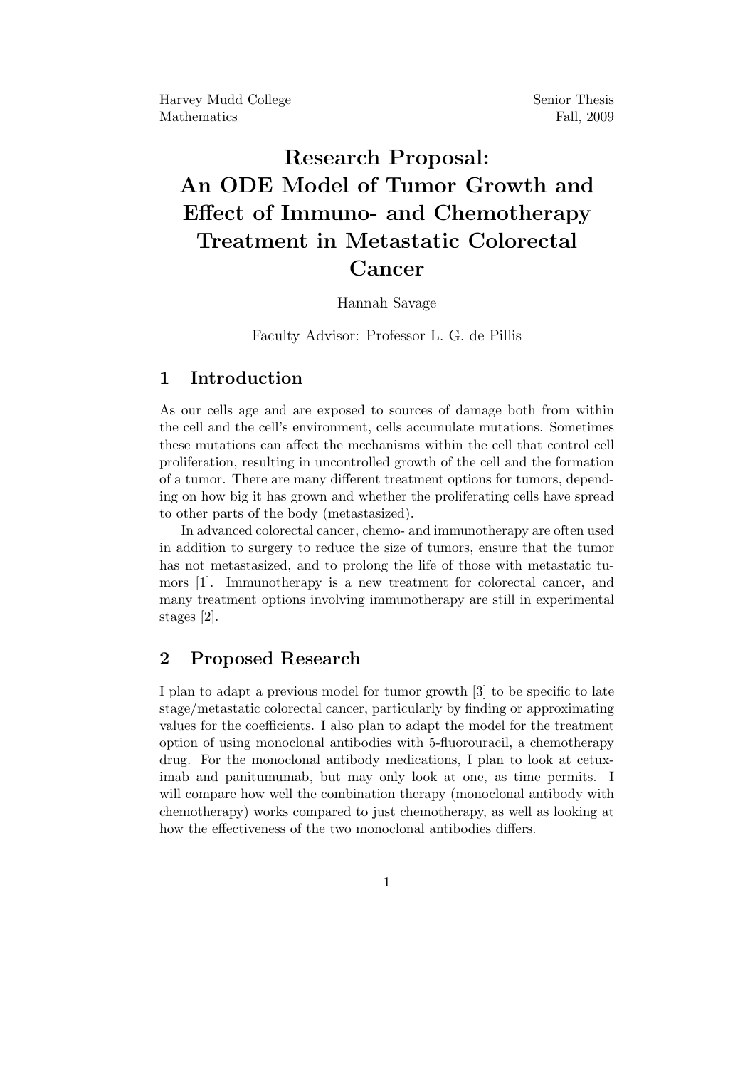Harvey Mudd College
Mathematics

Senior Thesis
Fall, 2009

# Research Proposal: An ODE Model of Tumor Growth and Effect of Immuno- and Chemotherapy Treatment in Metastatic Colorectal Cancer

Hannah Savage

Faculty Advisor: Professor L. G. de Pillis

## 1 Introduction

As our cells age and are exposed to sources of damage both from within the cell and the cell's environment, cells accumulate mutations. Sometimes these mutations can affect the mechanisms within the cell that control cell proliferation, resulting in uncontrolled growth of the cell and the formation of a tumor. There are many different treatment options for tumors, depending on how big it has grown and whether the proliferating cells have spread to other parts of the body (metastasized).

In advanced colorectal cancer, chemo- and immunotherapy are often used in addition to surgery to reduce the size of tumors, ensure that the tumor has not metastasized, and to prolong the life of those with metastatic tumors [1]. Immunotherapy is a new treatment for colorectal cancer, and many treatment options involving immunotherapy are still in experimental stages [2].

## 2 Proposed Research

I plan to adapt a previous model for tumor growth [3] to be specific to late stage/metastatic colorectal cancer, particularly by finding or approximating values for the coefficients. I also plan to adapt the model for the treatment option of using monoclonal antibodies with 5-fluorouracil, a chemotherapy drug. For the monoclonal antibody medications, I plan to look at cetuximab and panitumumab, but may only look at one, as time permits. I will compare how well the combination therapy (monoclonal antibody with chemotherapy) works compared to just chemotherapy, as well as looking at how the effectiveness of the two monoclonal antibodies differs.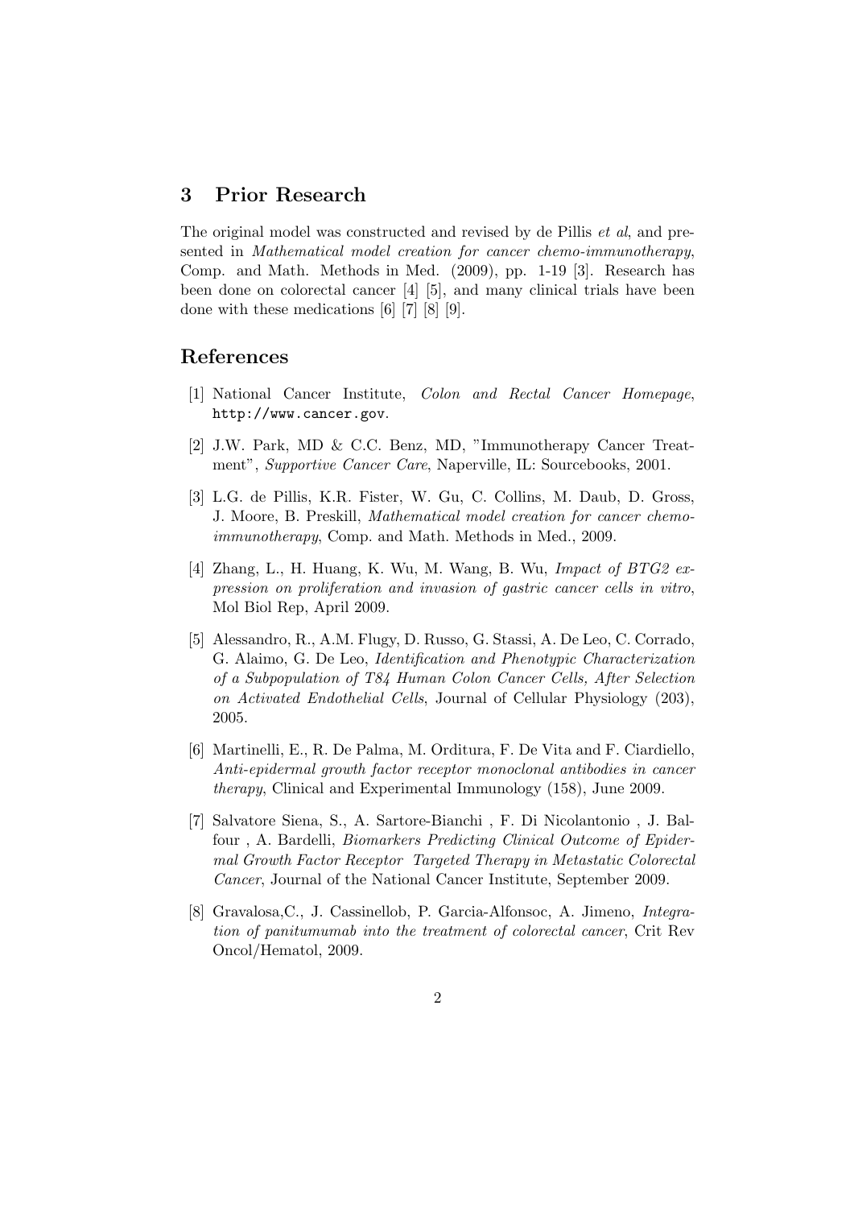## 3 Prior Research

The original model was constructed and revised by de Pillis *et al*, and presented in *Mathematical model creation for cancer chemo-immunotherapy*, Comp. and Math. Methods in Med. (2009), pp. 1-19 [3]. Research has been done on colorectal cancer [4] [5], and many clinical trials have been done with these medications [6] [7] [8] [9].

## References

[1] National Cancer Institute, *Colon and Rectal Cancer Homepage*, `http://www.cancer.gov`.

[2] J.W. Park, MD & C.C. Benz, MD, "Immunotherapy Cancer Treatment", *Supportive Cancer Care*, Naperville, IL: Sourcebooks, 2001.

[3] L.G. de Pillis, K.R. Fister, W. Gu, C. Collins, M. Daub, D. Gross, J. Moore, B. Preskill, *Mathematical model creation for cancer chemo-immunotherapy*, Comp. and Math. Methods in Med., 2009.

[4] Zhang, L., H. Huang, K. Wu, M. Wang, B. Wu, *Impact of BTG2 expression on proliferation and invasion of gastric cancer cells in vitro*, Mol Biol Rep, April 2009.

[5] Alessandro, R., A.M. Flugy, D. Russo, G. Stassi, A. De Leo, C. Corrado, G. Alaimo, G. De Leo, *Identification and Phenotypic Characterization of a Subpopulation of T84 Human Colon Cancer Cells, After Selection on Activated Endothelial Cells*, Journal of Cellular Physiology (203), 2005.

[6] Martinelli, E., R. De Palma, M. Orditura, F. De Vita and F. Ciardiello, *Anti-epidermal growth factor receptor monoclonal antibodies in cancer therapy*, Clinical and Experimental Immunology (158), June 2009.

[7] Salvatore Siena, S., A. Sartore-Bianchi , F. Di Nicolantonio , J. Balfour , A. Bardelli, *Biomarkers Predicting Clinical Outcome of Epidermal Growth Factor Receptor Targeted Therapy in Metastatic Colorectal Cancer*, Journal of the National Cancer Institute, September 2009.

[8] Gravalosa,C., J. Cassinellob, P. Garcia-Alfonsoc, A. Jimeno, *Integration of panitumumab into the treatment of colorectal cancer*, Crit Rev Oncol/Hematol, 2009.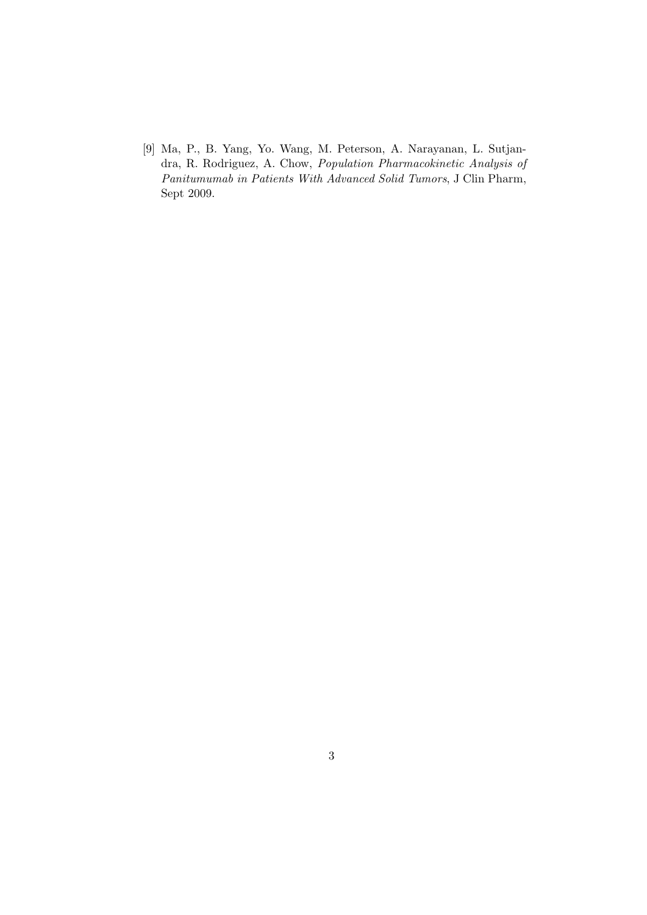[9] Ma, P., B. Yang, Yo. Wang, M. Peterson, A. Narayanan, L. Sutjandra, R. Rodriguez, A. Chow, *Population Pharmacokinetic Analysis of Panitumumab in Patients With Advanced Solid Tumors*, J Clin Pharm, Sept 2009.